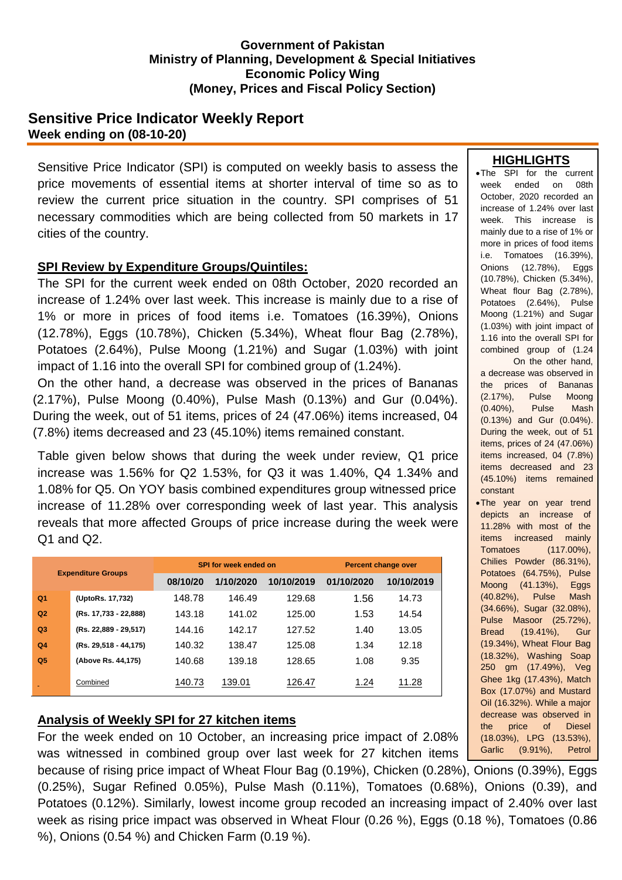**Government of Pakistan**
**Ministry of Planning, Development & Special Initiatives**
**Economic Policy Wing**
**(Money, Prices and Fiscal Policy Section)**

# Sensitive Price Indicator Weekly Report

**Week ending on (08-10-20)**

Sensitive Price Indicator (SPI) is computed on weekly basis to assess the price movements of essential items at shorter interval of time so as to review the current price situation in the country. SPI comprises of 51 necessary commodities which are being collected from 50 markets in 17 cities of the country.

## SPI Review by Expenditure Groups/Quintiles:

The SPI for the current week ended on 08th October, 2020 recorded an increase of 1.24% over last week. This increase is mainly due to a rise of 1% or more in prices of food items i.e. Tomatoes (16.39%), Onions (12.78%), Eggs (10.78%), Chicken (5.34%), Wheat flour Bag (2.78%), Potatoes (2.64%), Pulse Moong (1.21%) and Sugar (1.03%) with joint impact of 1.16 into the overall SPI for combined group of (1.24%).

On the other hand, a decrease was observed in the prices of Bananas (2.17%), Pulse Moong (0.40%), Pulse Mash (0.13%) and Gur (0.04%). During the week, out of 51 items, prices of 24 (47.06%) items increased, 04 (7.8%) items decreased and 23 (45.10%) items remained constant.

Table given below shows that during the week under review, Q1 price increase was 1.56% for Q2 1.53%, for Q3 it was 1.40%, Q4 1.34% and 1.08% for Q5. On YOY basis combined expenditures group witnessed price increase of 11.28% over corresponding week of last year. This analysis reveals that more affected Groups of price increase during the week were Q1 and Q2.

| Expenditure Groups | | SPI for week ended on | | | Percent change over | |
|---|---|---|---|---|---|---|
| | | 08/10/20 | 1/10/2020 | 10/10/2019 | 01/10/2020 | 10/10/2019 |
| Q1 | (UptoRs. 17,732) | 148.78 | 146.49 | 129.68 | 1.56 | 14.73 |
| Q2 | (Rs. 17,733 - 22,888) | 143.18 | 141.02 | 125.00 | 1.53 | 14.54 |
| Q3 | (Rs. 22,889 - 29,517) | 144.16 | 142.17 | 127.52 | 1.40 | 13.05 |
| Q4 | (Rs. 29,518 - 44,175) | 140.32 | 138.47 | 125.08 | 1.34 | 12.18 |
| Q5 | (Above Rs. 44,175) | 140.68 | 139.18 | 128.65 | 1.08 | 9.35 |
| | Combined | 140.73 | 139.01 | 126.47 | 1.24 | 11.28 |

## Analysis of Weekly SPI for 27 kitchen items

For the week ended on 10 October, an increasing price impact of 2.08% was witnessed in combined group over last week for 27 kitchen items because of rising price impact of Wheat Flour Bag (0.19%), Chicken (0.28%), Onions (0.39%), Eggs (0.25%), Sugar Refined 0.05%), Pulse Mash (0.11%), Tomatoes (0.68%), Onions (0.39), and Potatoes (0.12%). Similarly, lowest income group recoded an increasing impact of 2.40% over last week as rising price impact was observed in Wheat Flour (0.26 %), Eggs (0.18 %), Tomatoes (0.86 %), Onions (0.54 %) and Chicken Farm (0.19 %).

## HIGHLIGHTS

- The SPI for the current week ended on 08th October, 2020 recorded an increase of 1.24% over last week. This increase is mainly due to a rise of 1% or more in prices of food items i.e. Tomatoes (16.39%), Onions (12.78%), Eggs (10.78%), Chicken (5.34%), Wheat flour Bag (2.78%), Potatoes (2.64%), Pulse Moong (1.21%) and Sugar (1.03%) with joint impact of 1.16 into the overall SPI for combined group of (1.24 On the other hand, a decrease was observed in the prices of Bananas (2.17%), Pulse Moong (0.40%), Pulse Mash (0.13%) and Gur (0.04%). During the week, out of 51 items, prices of 24 (47.06%) items increased, 04 (7.8%) items decreased and 23 (45.10%) items remained constant
- The year on year trend depicts an increase of 11.28% with most of the items increased mainly Tomatoes (117.00%), Chilies Powder (86.31%), Potatoes (64.75%), Pulse Moong (41.13%), Eggs (40.82%), Pulse Mash (34.66%), Sugar (32.08%), Pulse Masoor (25.72%), Bread (19.41%), Gur (19.34%), Wheat Flour Bag (18.32%), Washing Soap 250 gm (17.49%), Veg Ghee 1kg (17.43%), Match Box (17.07%) and Mustard Oil (16.32%). While a major decrease was observed in the price of Diesel (18.03%), LPG (13.53%), Garlic (9.91%), Petrol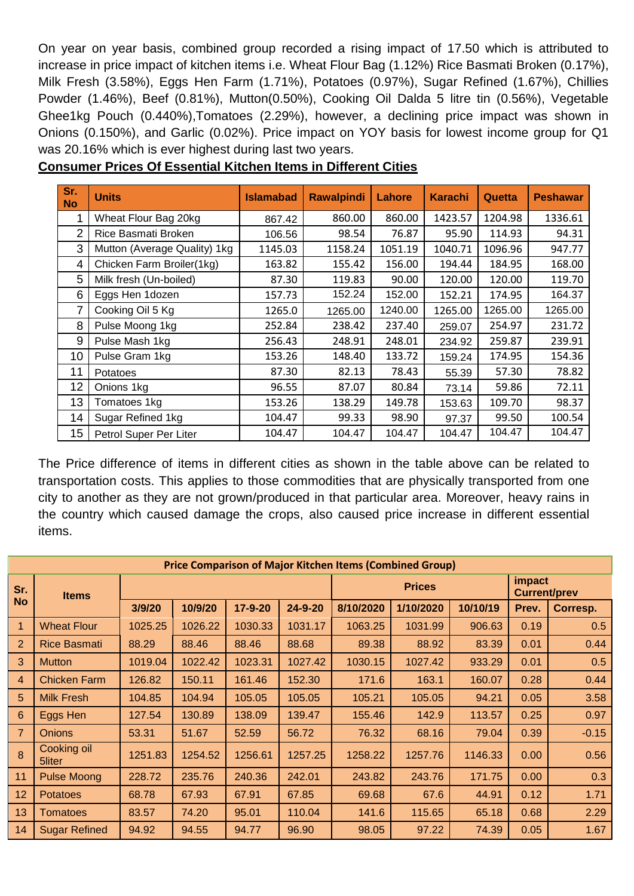On year on year basis, combined group recorded a rising impact of 17.50 which is attributed to increase in price impact of kitchen items i.e. Wheat Flour Bag (1.12%) Rice Basmati Broken (0.17%), Milk Fresh (3.58%), Eggs Hen Farm (1.71%), Potatoes (0.97%), Sugar Refined (1.67%), Chillies Powder (1.46%), Beef (0.81%), Mutton(0.50%), Cooking Oil Dalda 5 litre tin (0.56%), Vegetable Ghee1kg Pouch (0.440%),Tomatoes (2.29%), however, a declining price impact was shown in Onions (0.150%), and Garlic (0.02%). Price impact on YOY basis for lowest income group for Q1 was 20.16% which is ever highest during last two years.

**Consumer Prices Of Essential Kitchen Items in Different Cities**

| Sr. No | Units | Islamabad | Rawalpindi | Lahore | Karachi | Quetta | Peshawar |
|---|---|---|---|---|---|---|---|
| 1 | Wheat Flour Bag 20kg | 867.42 | 860.00 | 860.00 | 1423.57 | 1204.98 | 1336.61 |
| 2 | Rice Basmati Broken | 106.56 | 98.54 | 76.87 | 95.90 | 114.93 | 94.31 |
| 3 | Mutton (Average Quality) 1kg | 1145.03 | 1158.24 | 1051.19 | 1040.71 | 1096.96 | 947.77 |
| 4 | Chicken Farm Broiler(1kg) | 163.82 | 155.42 | 156.00 | 194.44 | 184.95 | 168.00 |
| 5 | Milk fresh (Un-boiled) | 87.30 | 119.83 | 90.00 | 120.00 | 120.00 | 119.70 |
| 6 | Eggs Hen 1dozen | 157.73 | 152.24 | 152.00 | 152.21 | 174.95 | 164.37 |
| 7 | Cooking Oil 5 Kg | 1265.0 | 1265.00 | 1240.00 | 1265.00 | 1265.00 | 1265.00 |
| 8 | Pulse Moong 1kg | 252.84 | 238.42 | 237.40 | 259.07 | 254.97 | 231.72 |
| 9 | Pulse Mash 1kg | 256.43 | 248.91 | 248.01 | 234.92 | 259.87 | 239.91 |
| 10 | Pulse Gram 1kg | 153.26 | 148.40 | 133.72 | 159.24 | 174.95 | 154.36 |
| 11 | Potatoes | 87.30 | 82.13 | 78.43 | 55.39 | 57.30 | 78.82 |
| 12 | Onions 1kg | 96.55 | 87.07 | 80.84 | 73.14 | 59.86 | 72.11 |
| 13 | Tomatoes 1kg | 153.26 | 138.29 | 149.78 | 153.63 | 109.70 | 98.37 |
| 14 | Sugar Refined 1kg | 104.47 | 99.33 | 98.90 | 97.37 | 99.50 | 100.54 |
| 15 | Petrol Super Per Liter | 104.47 | 104.47 | 104.47 | 104.47 | 104.47 | 104.47 |

The Price difference of items in different cities as shown in the table above can be related to transportation costs. This applies to those commodities that are physically transported from one city to another as they are not grown/produced in that particular area. Moreover, heavy rains in the country which caused damage the crops, also caused price increase in different essential items.

**Price Comparison of Major Kitchen Items (Combined Group)**

| Sr. No | Items | | | | | Prices | | | impact Current/prev | |
|---|---|---|---|---|---|---|---|---|---|---|
| | | 3/9/20 | 10/9/20 | 17-9-20 | 24-9-20 | 8/10/2020 | 1/10/2020 | 10/10/19 | Prev. | Corresp. |
| 1 | Wheat Flour | 1025.25 | 1026.22 | 1030.33 | 1031.17 | 1063.25 | 1031.99 | 906.63 | 0.19 | 0.5 |
| 2 | Rice Basmati | 88.29 | 88.46 | 88.46 | 88.68 | 89.38 | 88.92 | 83.39 | 0.01 | 0.44 |
| 3 | Mutton | 1019.04 | 1022.42 | 1023.31 | 1027.42 | 1030.15 | 1027.42 | 933.29 | 0.01 | 0.5 |
| 4 | Chicken Farm | 126.82 | 150.11 | 161.46 | 152.30 | 171.6 | 163.1 | 160.07 | 0.28 | 0.44 |
| 5 | Milk Fresh | 104.85 | 104.94 | 105.05 | 105.05 | 105.21 | 105.05 | 94.21 | 0.05 | 3.58 |
| 6 | Eggs Hen | 127.54 | 130.89 | 138.09 | 139.47 | 155.46 | 142.9 | 113.57 | 0.25 | 0.97 |
| 7 | Onions | 53.31 | 51.67 | 52.59 | 56.72 | 76.32 | 68.16 | 79.04 | 0.39 | -0.15 |
| 8 | Cooking oil 5liter | 1251.83 | 1254.52 | 1256.61 | 1257.25 | 1258.22 | 1257.76 | 1146.33 | 0.00 | 0.56 |
| 11 | Pulse Moong | 228.72 | 235.76 | 240.36 | 242.01 | 243.82 | 243.76 | 171.75 | 0.00 | 0.3 |
| 12 | Potatoes | 68.78 | 67.93 | 67.91 | 67.85 | 69.68 | 67.6 | 44.91 | 0.12 | 1.71 |
| 13 | Tomatoes | 83.57 | 74.20 | 95.01 | 110.04 | 141.6 | 115.65 | 65.18 | 0.68 | 2.29 |
| 14 | Sugar Refined | 94.92 | 94.55 | 94.77 | 96.90 | 98.05 | 97.22 | 74.39 | 0.05 | 1.67 |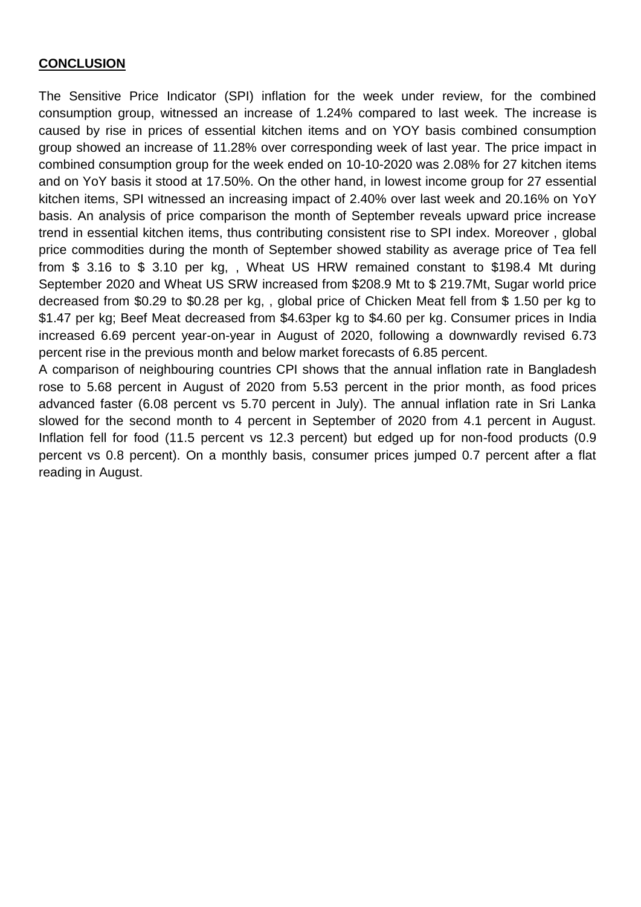**CONCLUSION**

The Sensitive Price Indicator (SPI) inflation for the week under review, for the combined consumption group, witnessed an increase of 1.24% compared to last week. The increase is caused by rise in prices of essential kitchen items and on YOY basis combined consumption group showed an increase of 11.28% over corresponding week of last year. The price impact in combined consumption group for the week ended on 10-10-2020 was 2.08% for 27 kitchen items and on YoY basis it stood at 17.50%. On the other hand, in lowest income group for 27 essential kitchen items, SPI witnessed an increasing impact of 2.40% over last week and 20.16% on YoY basis. An analysis of price comparison the month of September reveals upward price increase trend in essential kitchen items, thus contributing consistent rise to SPI index. Moreover , global price commodities during the month of September showed stability as average price of Tea fell from $ 3.16 to $ 3.10 per kg, , Wheat US HRW remained constant to $198.4 Mt during September 2020 and Wheat US SRW increased from $208.9 Mt to $ 219.7Mt, Sugar world price decreased from $0.29 to $0.28 per kg, , global price of Chicken Meat fell from $ 1.50 per kg to $1.47 per kg; Beef Meat decreased from $4.63per kg to $4.60 per kg. Consumer prices in India increased 6.69 percent year-on-year in August of 2020, following a downwardly revised 6.73 percent rise in the previous month and below market forecasts of 6.85 percent.

A comparison of neighbouring countries CPI shows that the annual inflation rate in Bangladesh rose to 5.68 percent in August of 2020 from 5.53 percent in the prior month, as food prices advanced faster (6.08 percent vs 5.70 percent in July). The annual inflation rate in Sri Lanka slowed for the second month to 4 percent in September of 2020 from 4.1 percent in August. Inflation fell for food (11.5 percent vs 12.3 percent) but edged up for non-food products (0.9 percent vs 0.8 percent). On a monthly basis, consumer prices jumped 0.7 percent after a flat reading in August.